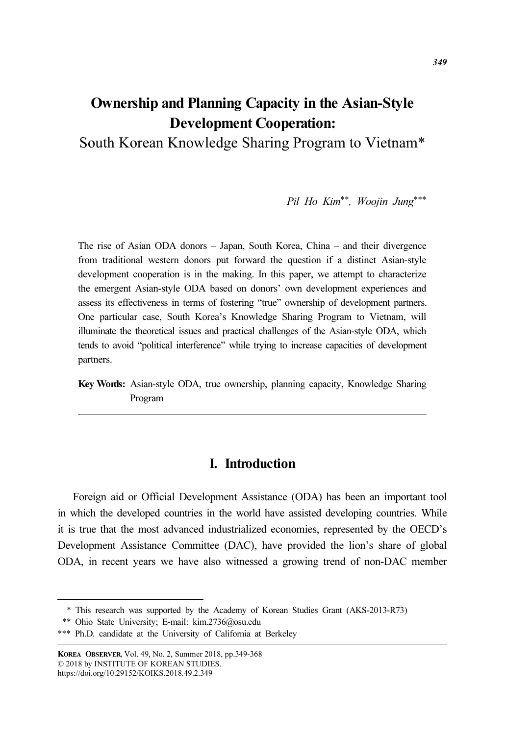# Ownership and Planning Capacity in the Asian-Style Development Cooperation:

## South Korean Knowledge Sharing Program to Vietnam*

*Pil Ho Kim**, Woojin Jung****

The rise of Asian ODA donors – Japan, South Korea, China – and their divergence from traditional western donors put forward the question if a distinct Asian-style development cooperation is in the making. In this paper, we attempt to characterize the emergent Asian-style ODA based on donors' own development experiences and assess its effectiveness in terms of fostering "true" ownership of development partners. One particular case, South Korea's Knowledge Sharing Program to Vietnam, will illuminate the theoretical issues and practical challenges of the Asian-style ODA, which tends to avoid "political interference" while trying to increase capacities of development partners.

**Key Words:** Asian-style ODA, true ownership, planning capacity, Knowledge Sharing Program

## I. Introduction

Foreign aid or Official Development Assistance (ODA) has been an important tool in which the developed countries in the world have assisted developing countries. While it is true that the most advanced industrialized economies, represented by the OECD's Development Assistance Committee (DAC), have provided the lion's share of global ODA, in recent years we have also witnessed a growing trend of non-DAC member

---

\* This research was supported by the Academy of Korean Studies Grant (AKS-2013-R73)

\*\* Ohio State University; E-mail: kim.2736@osu.edu

\*\*\* Ph.D. candidate at the University of California at Berkeley

**KOREA OBSERVER**, Vol. 49, No. 2, Summer 2018, pp.349-368
© 2018 by INSTITUTE OF KOREAN STUDIES.
https://doi.org/10.29152/KOIKS.2018.49.2.349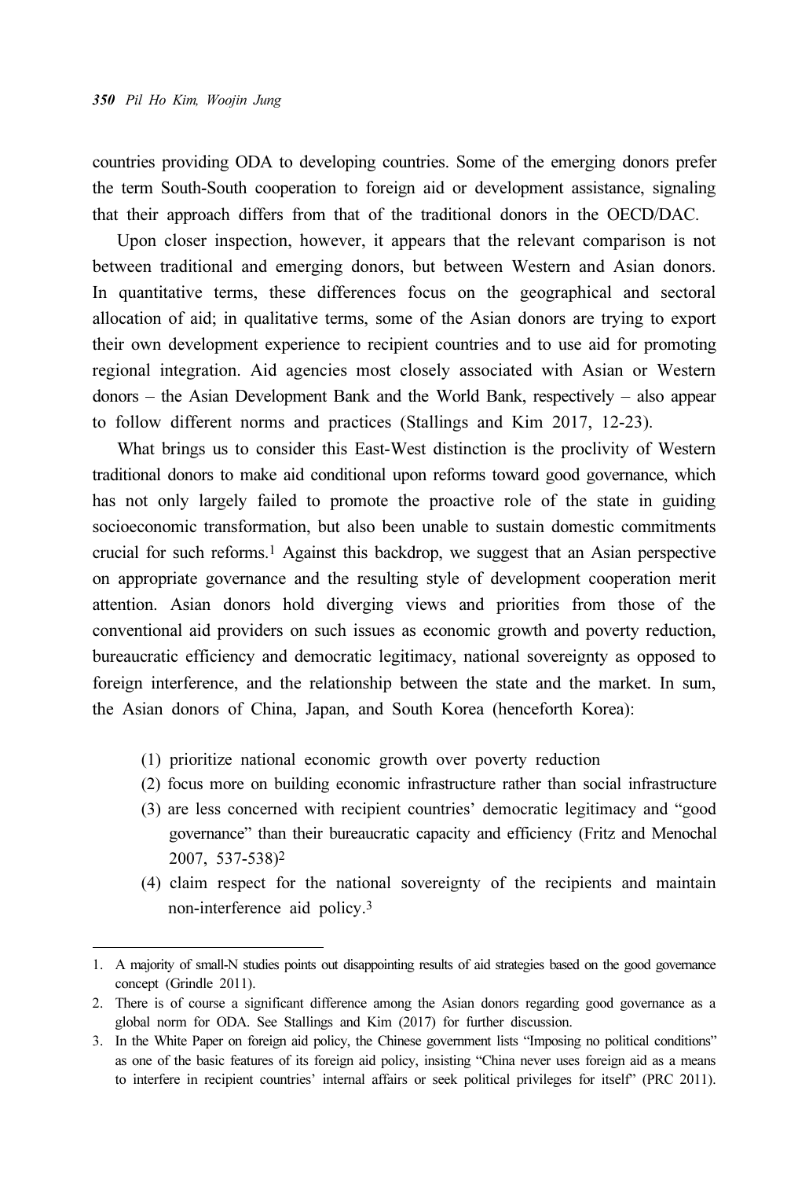countries providing ODA to developing countries. Some of the emerging donors prefer the term South-South cooperation to foreign aid or development assistance, signaling that their approach differs from that of the traditional donors in the OECD/DAC.

Upon closer inspection, however, it appears that the relevant comparison is not between traditional and emerging donors, but between Western and Asian donors. In quantitative terms, these differences focus on the geographical and sectoral allocation of aid; in qualitative terms, some of the Asian donors are trying to export their own development experience to recipient countries and to use aid for promoting regional integration. Aid agencies most closely associated with Asian or Western donors – the Asian Development Bank and the World Bank, respectively – also appear to follow different norms and practices (Stallings and Kim 2017, 12-23).

What brings us to consider this East-West distinction is the proclivity of Western traditional donors to make aid conditional upon reforms toward good governance, which has not only largely failed to promote the proactive role of the state in guiding socioeconomic transformation, but also been unable to sustain domestic commitments crucial for such reforms.[1] Against this backdrop, we suggest that an Asian perspective on appropriate governance and the resulting style of development cooperation merit attention. Asian donors hold diverging views and priorities from those of the conventional aid providers on such issues as economic growth and poverty reduction, bureaucratic efficiency and democratic legitimacy, national sovereignty as opposed to foreign interference, and the relationship between the state and the market. In sum, the Asian donors of China, Japan, and South Korea (henceforth Korea):

(1) prioritize national economic growth over poverty reduction
(2) focus more on building economic infrastructure rather than social infrastructure
(3) are less concerned with recipient countries' democratic legitimacy and "good governance" than their bureaucratic capacity and efficiency (Fritz and Menochal 2007, 537-538)[2]
(4) claim respect for the national sovereignty of the recipients and maintain non-interference aid policy.[3]

---

1. A majority of small-N studies points out disappointing results of aid strategies based on the good governance concept (Grindle 2011).
2. There is of course a significant difference among the Asian donors regarding good governance as a global norm for ODA. See Stallings and Kim (2017) for further discussion.
3. In the White Paper on foreign aid policy, the Chinese government lists "Imposing no political conditions" as one of the basic features of its foreign aid policy, insisting "China never uses foreign aid as a means to interfere in recipient countries' internal affairs or seek political privileges for itself" (PRC 2011).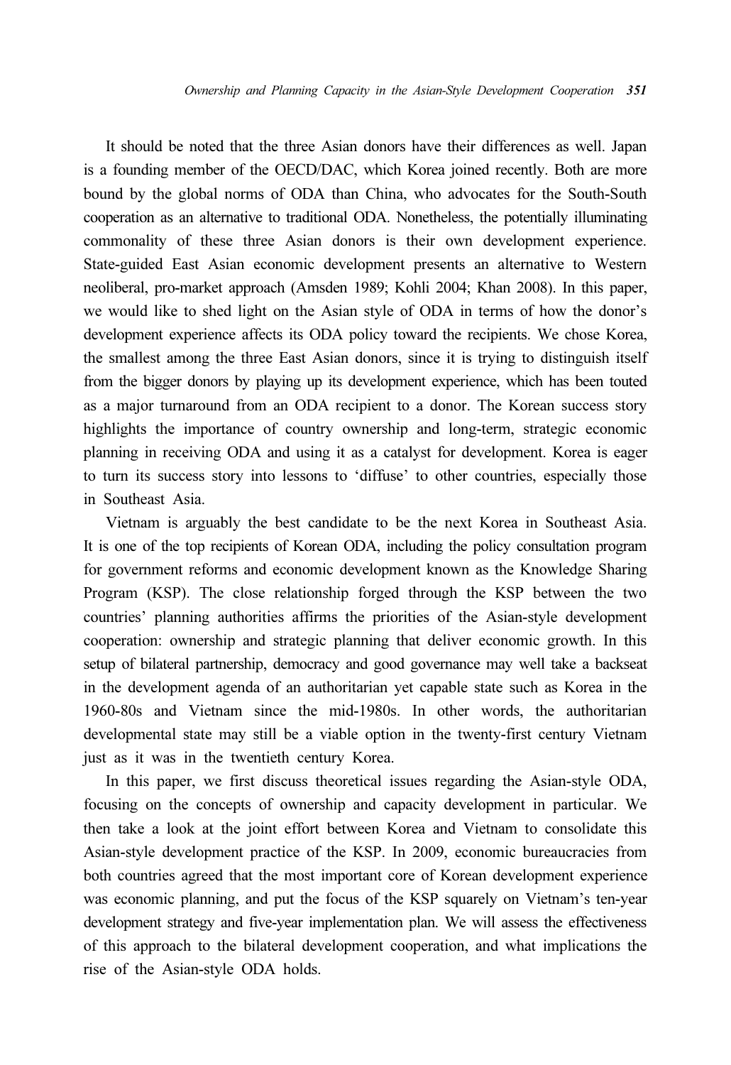It should be noted that the three Asian donors have their differences as well. Japan is a founding member of the OECD/DAC, which Korea joined recently. Both are more bound by the global norms of ODA than China, who advocates for the South-South cooperation as an alternative to traditional ODA. Nonetheless, the potentially illuminating commonality of these three Asian donors is their own development experience. State-guided East Asian economic development presents an alternative to Western neoliberal, pro-market approach (Amsden 1989; Kohli 2004; Khan 2008). In this paper, we would like to shed light on the Asian style of ODA in terms of how the donor's development experience affects its ODA policy toward the recipients. We chose Korea, the smallest among the three East Asian donors, since it is trying to distinguish itself from the bigger donors by playing up its development experience, which has been touted as a major turnaround from an ODA recipient to a donor. The Korean success story highlights the importance of country ownership and long-term, strategic economic planning in receiving ODA and using it as a catalyst for development. Korea is eager to turn its success story into lessons to 'diffuse' to other countries, especially those in Southeast Asia.

Vietnam is arguably the best candidate to be the next Korea in Southeast Asia. It is one of the top recipients of Korean ODA, including the policy consultation program for government reforms and economic development known as the Knowledge Sharing Program (KSP). The close relationship forged through the KSP between the two countries' planning authorities affirms the priorities of the Asian-style development cooperation: ownership and strategic planning that deliver economic growth. In this setup of bilateral partnership, democracy and good governance may well take a backseat in the development agenda of an authoritarian yet capable state such as Korea in the 1960-80s and Vietnam since the mid-1980s. In other words, the authoritarian developmental state may still be a viable option in the twenty-first century Vietnam just as it was in the twentieth century Korea.

In this paper, we first discuss theoretical issues regarding the Asian-style ODA, focusing on the concepts of ownership and capacity development in particular. We then take a look at the joint effort between Korea and Vietnam to consolidate this Asian-style development practice of the KSP. In 2009, economic bureaucracies from both countries agreed that the most important core of Korean development experience was economic planning, and put the focus of the KSP squarely on Vietnam's ten-year development strategy and five-year implementation plan. We will assess the effectiveness of this approach to the bilateral development cooperation, and what implications the rise of the Asian-style ODA holds.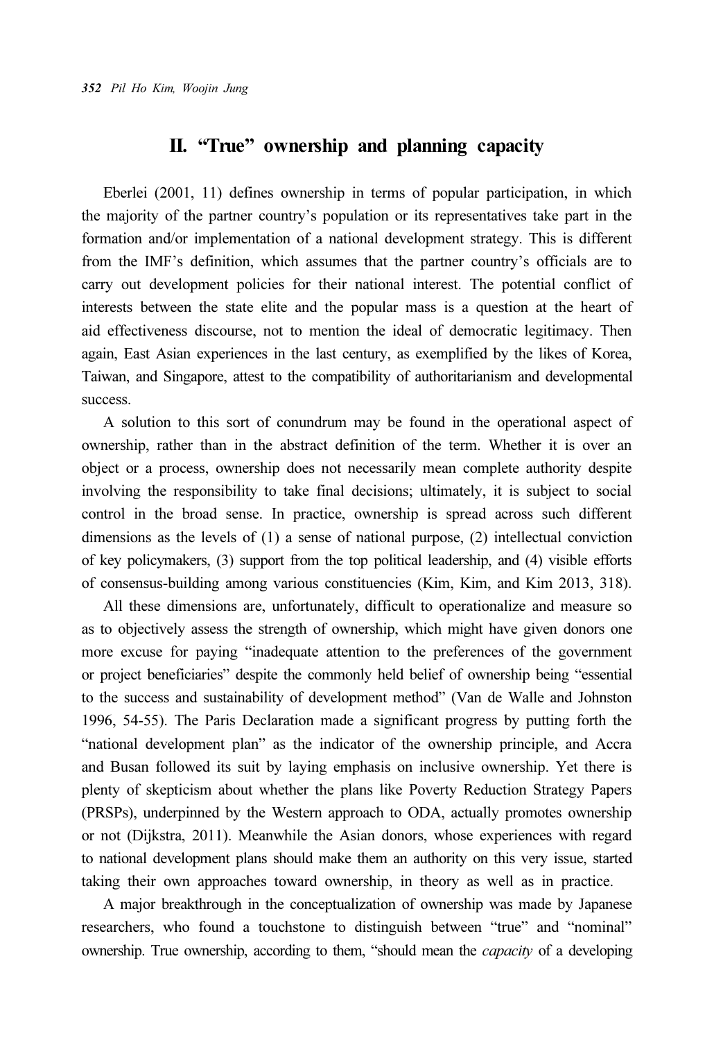## II. "True" ownership and planning capacity

Eberlei (2001, 11) defines ownership in terms of popular participation, in which the majority of the partner country's population or its representatives take part in the formation and/or implementation of a national development strategy. This is different from the IMF's definition, which assumes that the partner country's officials are to carry out development policies for their national interest. The potential conflict of interests between the state elite and the popular mass is a question at the heart of aid effectiveness discourse, not to mention the ideal of democratic legitimacy. Then again, East Asian experiences in the last century, as exemplified by the likes of Korea, Taiwan, and Singapore, attest to the compatibility of authoritarianism and developmental success.

A solution to this sort of conundrum may be found in the operational aspect of ownership, rather than in the abstract definition of the term. Whether it is over an object or a process, ownership does not necessarily mean complete authority despite involving the responsibility to take final decisions; ultimately, it is subject to social control in the broad sense. In practice, ownership is spread across such different dimensions as the levels of (1) a sense of national purpose, (2) intellectual conviction of key policymakers, (3) support from the top political leadership, and (4) visible efforts of consensus-building among various constituencies (Kim, Kim, and Kim 2013, 318).

All these dimensions are, unfortunately, difficult to operationalize and measure so as to objectively assess the strength of ownership, which might have given donors one more excuse for paying "inadequate attention to the preferences of the government or project beneficiaries" despite the commonly held belief of ownership being "essential to the success and sustainability of development method" (Van de Walle and Johnston 1996, 54-55). The Paris Declaration made a significant progress by putting forth the "national development plan" as the indicator of the ownership principle, and Accra and Busan followed its suit by laying emphasis on inclusive ownership. Yet there is plenty of skepticism about whether the plans like Poverty Reduction Strategy Papers (PRSPs), underpinned by the Western approach to ODA, actually promotes ownership or not (Dijkstra, 2011). Meanwhile the Asian donors, whose experiences with regard to national development plans should make them an authority on this very issue, started taking their own approaches toward ownership, in theory as well as in practice.

A major breakthrough in the conceptualization of ownership was made by Japanese researchers, who found a touchstone to distinguish between "true" and "nominal" ownership. True ownership, according to them, "should mean the *capacity* of a developing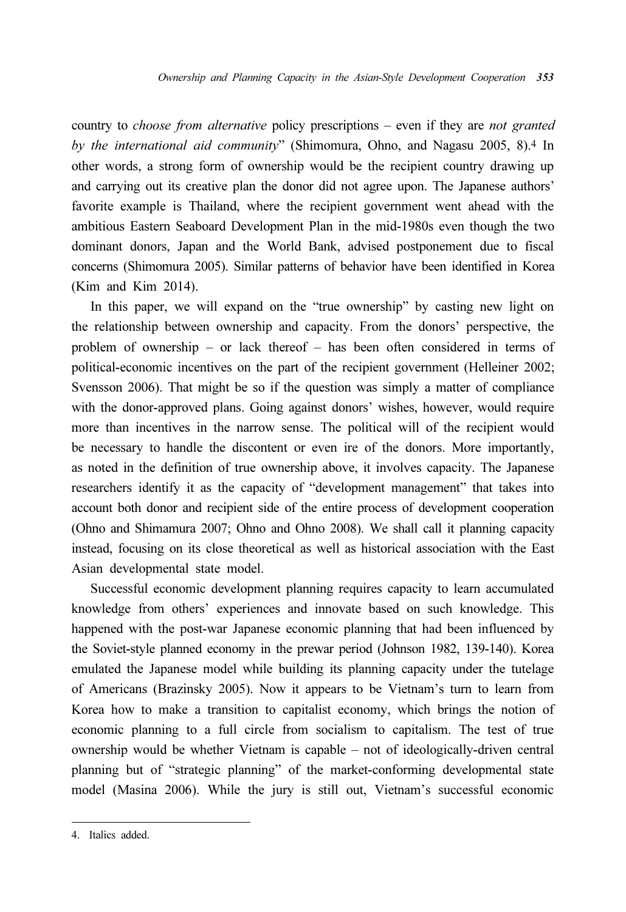country to *choose from alternative* policy prescriptions – even if they are *not granted by the international aid community*" (Shimomura, Ohno, and Nagasu 2005, 8).[4] In other words, a strong form of ownership would be the recipient country drawing up and carrying out its creative plan the donor did not agree upon. The Japanese authors' favorite example is Thailand, where the recipient government went ahead with the ambitious Eastern Seaboard Development Plan in the mid-1980s even though the two dominant donors, Japan and the World Bank, advised postponement due to fiscal concerns (Shimomura 2005). Similar patterns of behavior have been identified in Korea (Kim and Kim 2014).

In this paper, we will expand on the "true ownership" by casting new light on the relationship between ownership and capacity. From the donors' perspective, the problem of ownership – or lack thereof – has been often considered in terms of political-economic incentives on the part of the recipient government (Helleiner 2002; Svensson 2006). That might be so if the question was simply a matter of compliance with the donor-approved plans. Going against donors' wishes, however, would require more than incentives in the narrow sense. The political will of the recipient would be necessary to handle the discontent or even ire of the donors. More importantly, as noted in the definition of true ownership above, it involves capacity. The Japanese researchers identify it as the capacity of "development management" that takes into account both donor and recipient side of the entire process of development cooperation (Ohno and Shimamura 2007; Ohno and Ohno 2008). We shall call it planning capacity instead, focusing on its close theoretical as well as historical association with the East Asian developmental state model.

Successful economic development planning requires capacity to learn accumulated knowledge from others' experiences and innovate based on such knowledge. This happened with the post-war Japanese economic planning that had been influenced by the Soviet-style planned economy in the prewar period (Johnson 1982, 139-140). Korea emulated the Japanese model while building its planning capacity under the tutelage of Americans (Brazinsky 2005). Now it appears to be Vietnam's turn to learn from Korea how to make a transition to capitalist economy, which brings the notion of economic planning to a full circle from socialism to capitalism. The test of true ownership would be whether Vietnam is capable – not of ideologically-driven central planning but of "strategic planning" of the market-conforming developmental state model (Masina 2006). While the jury is still out, Vietnam's successful economic

4. Italics added.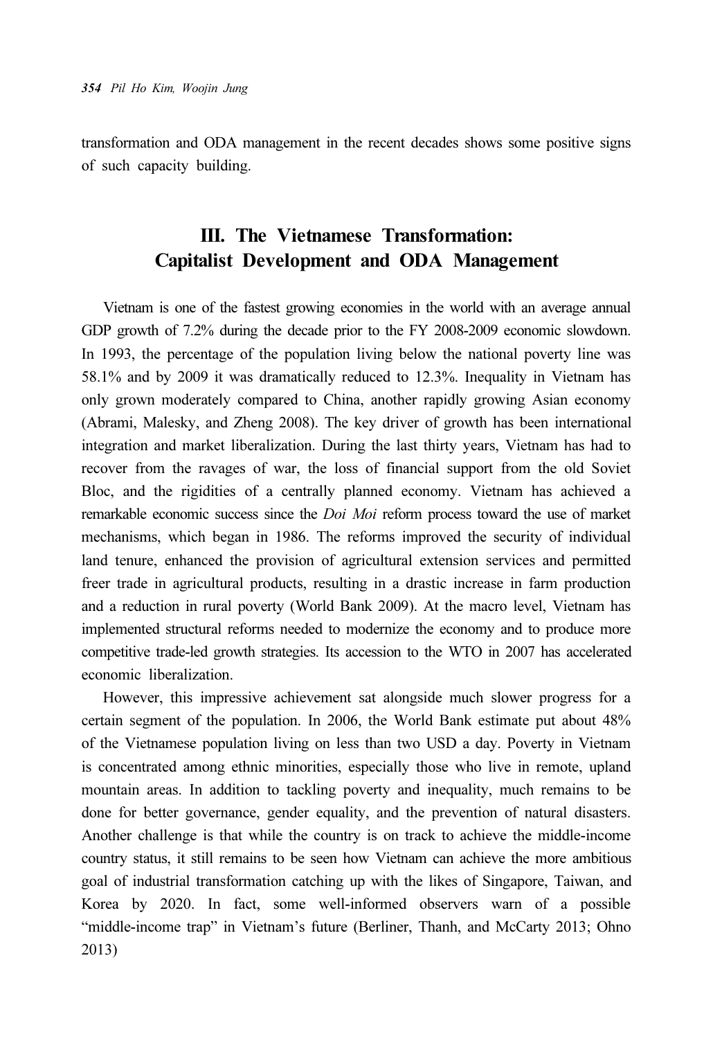transformation and ODA management in the recent decades shows some positive signs of such capacity building.

## III. The Vietnamese Transformation: Capitalist Development and ODA Management

Vietnam is one of the fastest growing economies in the world with an average annual GDP growth of 7.2% during the decade prior to the FY 2008-2009 economic slowdown. In 1993, the percentage of the population living below the national poverty line was 58.1% and by 2009 it was dramatically reduced to 12.3%. Inequality in Vietnam has only grown moderately compared to China, another rapidly growing Asian economy (Abrami, Malesky, and Zheng 2008). The key driver of growth has been international integration and market liberalization. During the last thirty years, Vietnam has had to recover from the ravages of war, the loss of financial support from the old Soviet Bloc, and the rigidities of a centrally planned economy. Vietnam has achieved a remarkable economic success since the *Doi Moi* reform process toward the use of market mechanisms, which began in 1986. The reforms improved the security of individual land tenure, enhanced the provision of agricultural extension services and permitted freer trade in agricultural products, resulting in a drastic increase in farm production and a reduction in rural poverty (World Bank 2009). At the macro level, Vietnam has implemented structural reforms needed to modernize the economy and to produce more competitive trade-led growth strategies. Its accession to the WTO in 2007 has accelerated economic liberalization.

However, this impressive achievement sat alongside much slower progress for a certain segment of the population. In 2006, the World Bank estimate put about 48% of the Vietnamese population living on less than two USD a day. Poverty in Vietnam is concentrated among ethnic minorities, especially those who live in remote, upland mountain areas. In addition to tackling poverty and inequality, much remains to be done for better governance, gender equality, and the prevention of natural disasters. Another challenge is that while the country is on track to achieve the middle-income country status, it still remains to be seen how Vietnam can achieve the more ambitious goal of industrial transformation catching up with the likes of Singapore, Taiwan, and Korea by 2020. In fact, some well-informed observers warn of a possible "middle-income trap" in Vietnam's future (Berliner, Thanh, and McCarty 2013; Ohno 2013)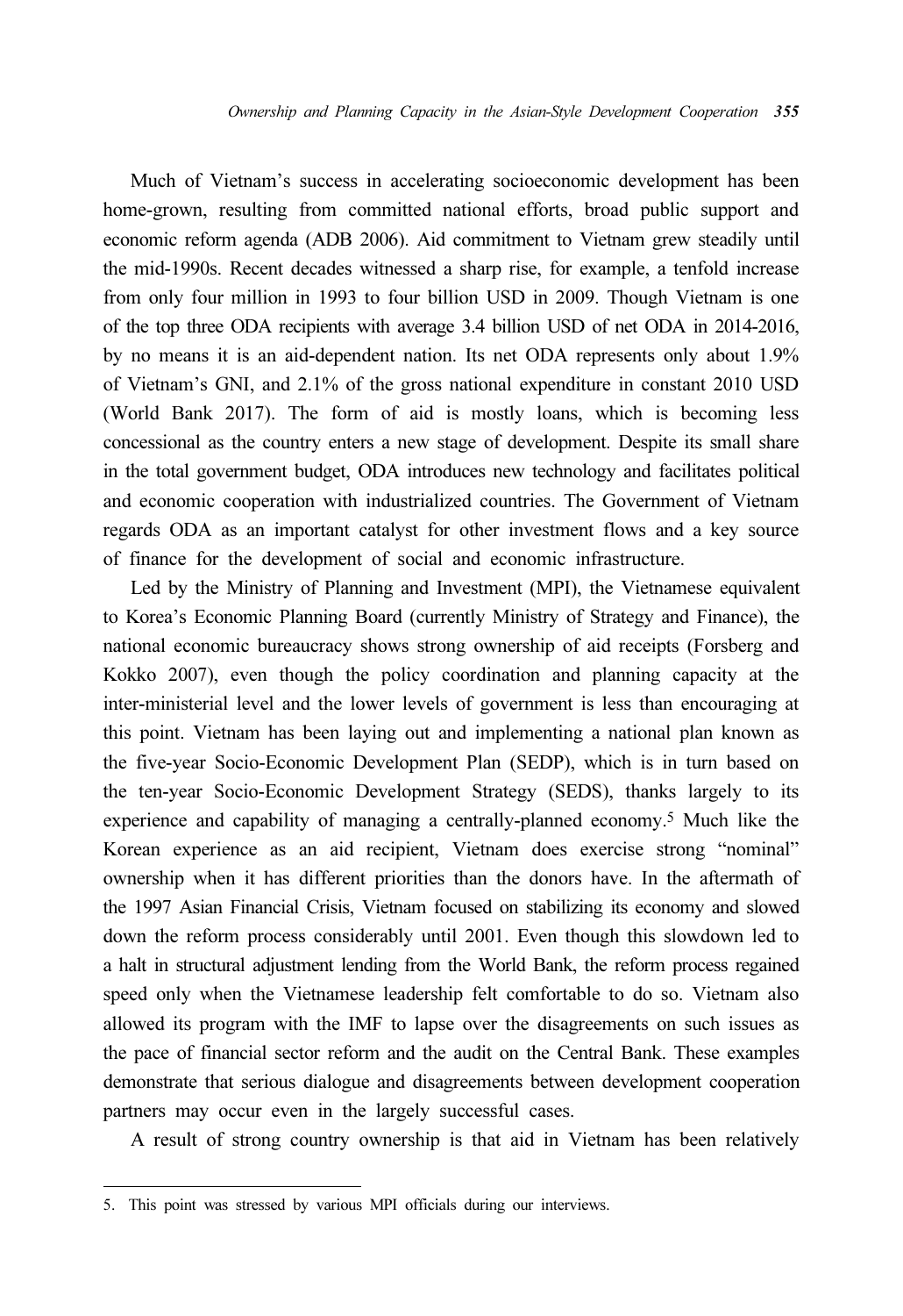Much of Vietnam's success in accelerating socioeconomic development has been home-grown, resulting from committed national efforts, broad public support and economic reform agenda (ADB 2006). Aid commitment to Vietnam grew steadily until the mid-1990s. Recent decades witnessed a sharp rise, for example, a tenfold increase from only four million in 1993 to four billion USD in 2009. Though Vietnam is one of the top three ODA recipients with average 3.4 billion USD of net ODA in 2014-2016, by no means it is an aid-dependent nation. Its net ODA represents only about 1.9% of Vietnam's GNI, and 2.1% of the gross national expenditure in constant 2010 USD (World Bank 2017). The form of aid is mostly loans, which is becoming less concessional as the country enters a new stage of development. Despite its small share in the total government budget, ODA introduces new technology and facilitates political and economic cooperation with industrialized countries. The Government of Vietnam regards ODA as an important catalyst for other investment flows and a key source of finance for the development of social and economic infrastructure.

Led by the Ministry of Planning and Investment (MPI), the Vietnamese equivalent to Korea's Economic Planning Board (currently Ministry of Strategy and Finance), the national economic bureaucracy shows strong ownership of aid receipts (Forsberg and Kokko 2007), even though the policy coordination and planning capacity at the inter-ministerial level and the lower levels of government is less than encouraging at this point. Vietnam has been laying out and implementing a national plan known as the five-year Socio-Economic Development Plan (SEDP), which is in turn based on the ten-year Socio-Economic Development Strategy (SEDS), thanks largely to its experience and capability of managing a centrally-planned economy.[5] Much like the Korean experience as an aid recipient, Vietnam does exercise strong "nominal" ownership when it has different priorities than the donors have. In the aftermath of the 1997 Asian Financial Crisis, Vietnam focused on stabilizing its economy and slowed down the reform process considerably until 2001. Even though this slowdown led to a halt in structural adjustment lending from the World Bank, the reform process regained speed only when the Vietnamese leadership felt comfortable to do so. Vietnam also allowed its program with the IMF to lapse over the disagreements on such issues as the pace of financial sector reform and the audit on the Central Bank. These examples demonstrate that serious dialogue and disagreements between development cooperation partners may occur even in the largely successful cases.

A result of strong country ownership is that aid in Vietnam has been relatively

---

5. This point was stressed by various MPI officials during our interviews.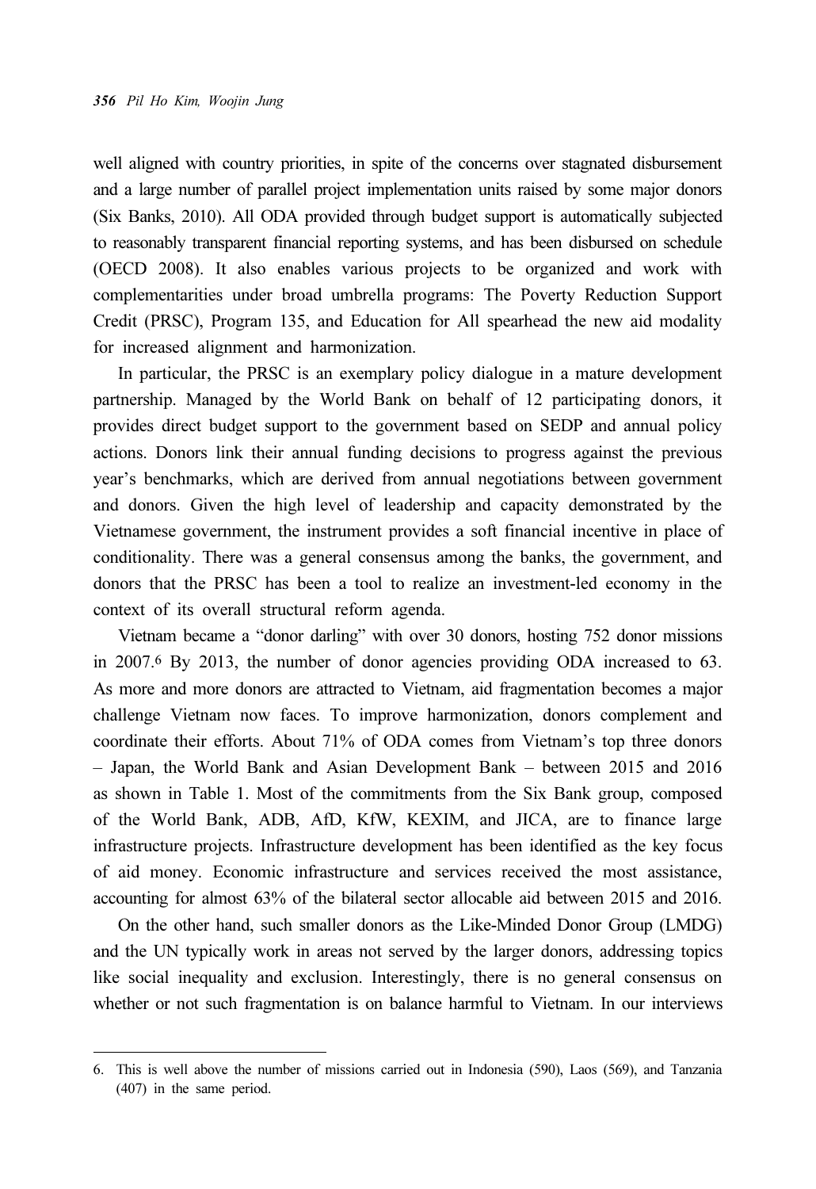well aligned with country priorities, in spite of the concerns over stagnated disbursement and a large number of parallel project implementation units raised by some major donors (Six Banks, 2010). All ODA provided through budget support is automatically subjected to reasonably transparent financial reporting systems, and has been disbursed on schedule (OECD 2008). It also enables various projects to be organized and work with complementarities under broad umbrella programs: The Poverty Reduction Support Credit (PRSC), Program 135, and Education for All spearhead the new aid modality for increased alignment and harmonization.

In particular, the PRSC is an exemplary policy dialogue in a mature development partnership. Managed by the World Bank on behalf of 12 participating donors, it provides direct budget support to the government based on SEDP and annual policy actions. Donors link their annual funding decisions to progress against the previous year's benchmarks, which are derived from annual negotiations between government and donors. Given the high level of leadership and capacity demonstrated by the Vietnamese government, the instrument provides a soft financial incentive in place of conditionality. There was a general consensus among the banks, the government, and donors that the PRSC has been a tool to realize an investment-led economy in the context of its overall structural reform agenda.

Vietnam became a "donor darling" with over 30 donors, hosting 752 donor missions in 2007.[6] By 2013, the number of donor agencies providing ODA increased to 63. As more and more donors are attracted to Vietnam, aid fragmentation becomes a major challenge Vietnam now faces. To improve harmonization, donors complement and coordinate their efforts. About 71% of ODA comes from Vietnam's top three donors – Japan, the World Bank and Asian Development Bank – between 2015 and 2016 as shown in Table 1. Most of the commitments from the Six Bank group, composed of the World Bank, ADB, AfD, KfW, KEXIM, and JICA, are to finance large infrastructure projects. Infrastructure development has been identified as the key focus of aid money. Economic infrastructure and services received the most assistance, accounting for almost 63% of the bilateral sector allocable aid between 2015 and 2016.

On the other hand, such smaller donors as the Like-Minded Donor Group (LMDG) and the UN typically work in areas not served by the larger donors, addressing topics like social inequality and exclusion. Interestingly, there is no general consensus on whether or not such fragmentation is on balance harmful to Vietnam. In our interviews

6. This is well above the number of missions carried out in Indonesia (590), Laos (569), and Tanzania (407) in the same period.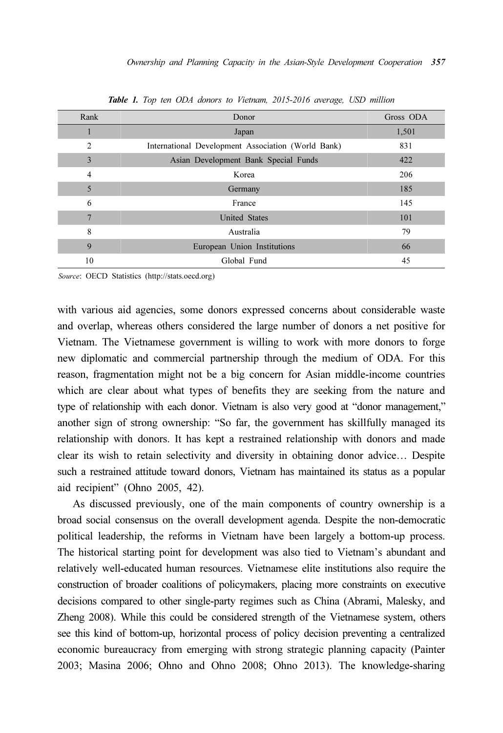**Table 1.** *Top ten ODA donors to Vietnam, 2015-2016 average, USD million*

| Rank | Donor | Gross ODA |
|---|---|---|
| 1 | Japan | 1,501 |
| 2 | International Development Association (World Bank) | 831 |
| 3 | Asian Development Bank Special Funds | 422 |
| 4 | Korea | 206 |
| 5 | Germany | 185 |
| 6 | France | 145 |
| 7 | United States | 101 |
| 8 | Australia | 79 |
| 9 | European Union Institutions | 66 |
| 10 | Global Fund | 45 |

*Source*: OECD Statistics (http://stats.oecd.org)

with various aid agencies, some donors expressed concerns about considerable waste and overlap, whereas others considered the large number of donors a net positive for Vietnam. The Vietnamese government is willing to work with more donors to forge new diplomatic and commercial partnership through the medium of ODA. For this reason, fragmentation might not be a big concern for Asian middle-income countries which are clear about what types of benefits they are seeking from the nature and type of relationship with each donor. Vietnam is also very good at "donor management," another sign of strong ownership: "So far, the government has skillfully managed its relationship with donors. It has kept a restrained relationship with donors and made clear its wish to retain selectivity and diversity in obtaining donor advice… Despite such a restrained attitude toward donors, Vietnam has maintained its status as a popular aid recipient" (Ohno 2005, 42).

As discussed previously, one of the main components of country ownership is a broad social consensus on the overall development agenda. Despite the non-democratic political leadership, the reforms in Vietnam have been largely a bottom-up process. The historical starting point for development was also tied to Vietnam's abundant and relatively well-educated human resources. Vietnamese elite institutions also require the construction of broader coalitions of policymakers, placing more constraints on executive decisions compared to other single-party regimes such as China (Abrami, Malesky, and Zheng 2008). While this could be considered strength of the Vietnamese system, others see this kind of bottom-up, horizontal process of policy decision preventing a centralized economic bureaucracy from emerging with strong strategic planning capacity (Painter 2003; Masina 2006; Ohno and Ohno 2008; Ohno 2013). The knowledge-sharing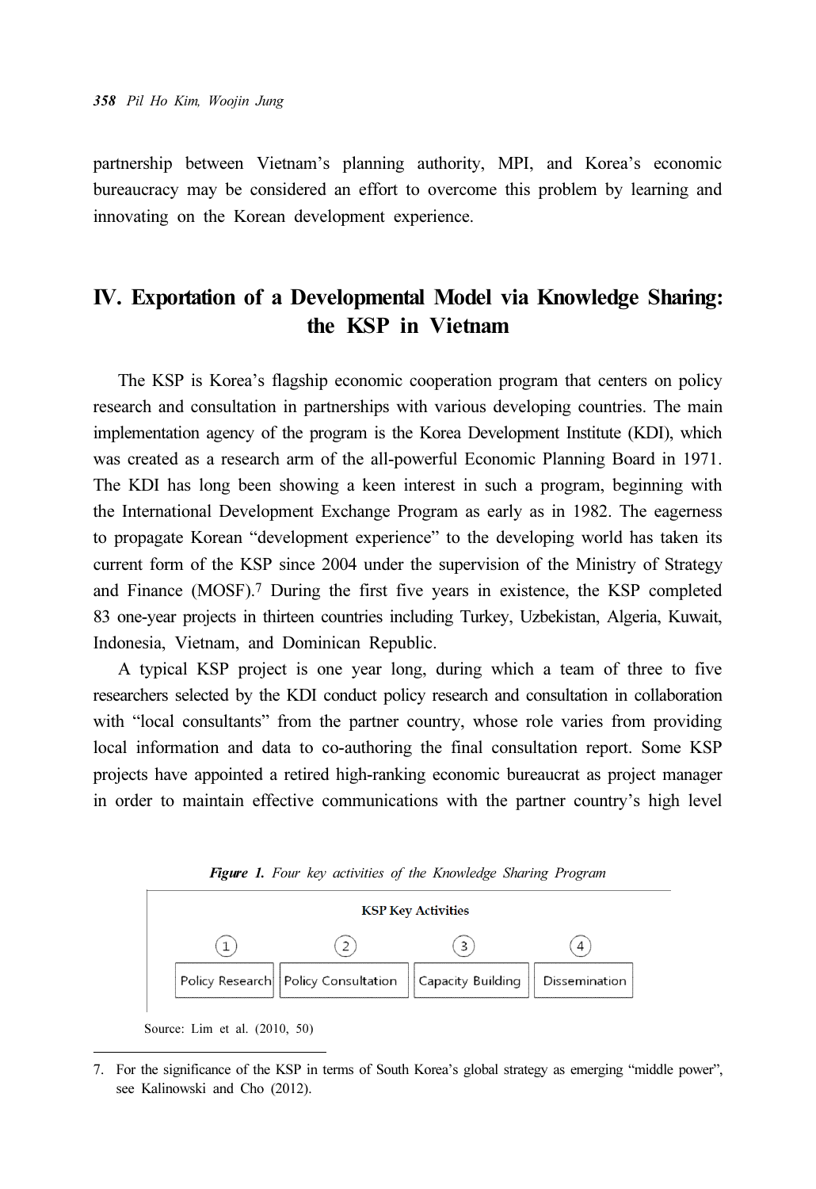partnership between Vietnam's planning authority, MPI, and Korea's economic bureaucracy may be considered an effort to overcome this problem by learning and innovating on the Korean development experience.

## IV. Exportation of a Developmental Model via Knowledge Sharing: the KSP in Vietnam

The KSP is Korea's flagship economic cooperation program that centers on policy research and consultation in partnerships with various developing countries. The main implementation agency of the program is the Korea Development Institute (KDI), which was created as a research arm of the all-powerful Economic Planning Board in 1971. The KDI has long been showing a keen interest in such a program, beginning with the International Development Exchange Program as early as in 1982. The eagerness to propagate Korean "development experience" to the developing world has taken its current form of the KSP since 2004 under the supervision of the Ministry of Strategy and Finance (MOSF).[7] During the first five years in existence, the KSP completed 83 one-year projects in thirteen countries including Turkey, Uzbekistan, Algeria, Kuwait, Indonesia, Vietnam, and Dominican Republic.

A typical KSP project is one year long, during which a team of three to five researchers selected by the KDI conduct policy research and consultation in collaboration with "local consultants" from the partner country, whose role varies from providing local information and data to co-authoring the final consultation report. Some KSP projects have appointed a retired high-ranking economic bureaucrat as project manager in order to maintain effective communications with the partner country's high level

***Figure 1.*** *Four key activities of the Knowledge Sharing Program*

KSP Key Activities

① Policy Research

② Policy Consultation

③ Capacity Building

④ Dissemination

Source: Lim et al. (2010, 50)

7. For the significance of the KSP in terms of South Korea's global strategy as emerging "middle power", see Kalinowski and Cho (2012).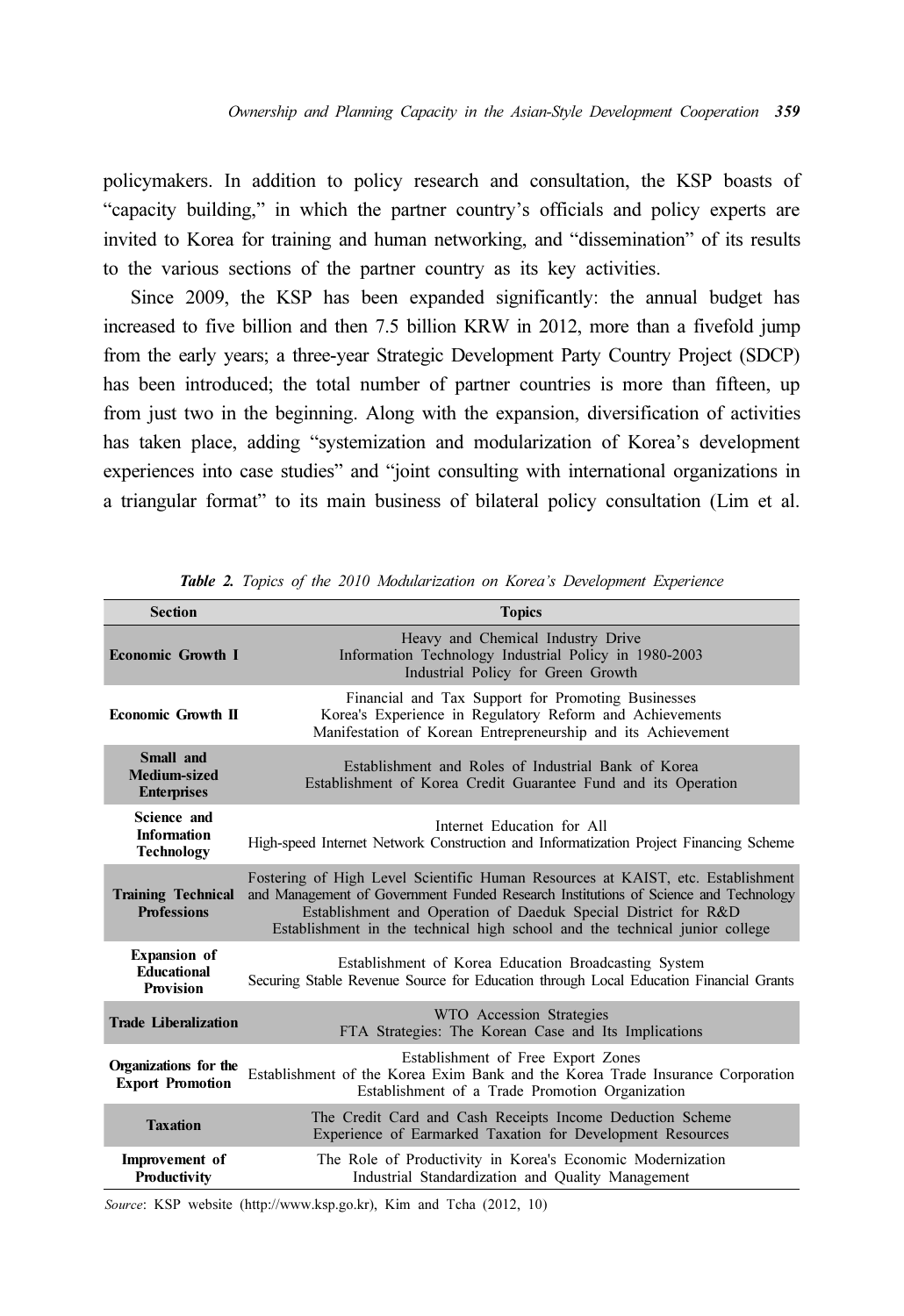policymakers. In addition to policy research and consultation, the KSP boasts of "capacity building," in which the partner country's officials and policy experts are invited to Korea for training and human networking, and "dissemination" of its results to the various sections of the partner country as its key activities.

Since 2009, the KSP has been expanded significantly: the annual budget has increased to five billion and then 7.5 billion KRW in 2012, more than a fivefold jump from the early years; a three-year Strategic Development Party Country Project (SDCP) has been introduced; the total number of partner countries is more than fifteen, up from just two in the beginning. Along with the expansion, diversification of activities has taken place, adding "systemization and modularization of Korea's development experiences into case studies" and "joint consulting with international organizations in a triangular format" to its main business of bilateral policy consultation (Lim et al.

***Table 2.*** *Topics of the 2010 Modularization on Korea's Development Experience*

| Section | Topics |
|---|---|
| **Economic Growth I** | Heavy and Chemical Industry Drive<br>Information Technology Industrial Policy in 1980-2003<br>Industrial Policy for Green Growth |
| **Economic Growth II** | Financial and Tax Support for Promoting Businesses<br>Korea's Experience in Regulatory Reform and Achievements<br>Manifestation of Korean Entrepreneurship and its Achievement |
| **Small and Medium-sized Enterprises** | Establishment and Roles of Industrial Bank of Korea<br>Establishment of Korea Credit Guarantee Fund and its Operation |
| **Science and Information Technology** | Internet Education for All<br>High-speed Internet Network Construction and Informatization Project Financing Scheme |
| **Training Technical Professions** | Fostering of High Level Scientific Human Resources at KAIST, etc. Establishment and Management of Government Funded Research Institutions of Science and Technology<br>Establishment and Operation of Daeduk Special District for R&D<br>Establishment in the technical high school and the technical junior college |
| **Expansion of Educational Provision** | Establishment of Korea Education Broadcasting System<br>Securing Stable Revenue Source for Education through Local Education Financial Grants |
| **Trade Liberalization** | WTO Accession Strategies<br>FTA Strategies: The Korean Case and Its Implications |
| **Organizations for the Export Promotion** | Establishment of Free Export Zones<br>Establishment of the Korea Exim Bank and the Korea Trade Insurance Corporation<br>Establishment of a Trade Promotion Organization |
| **Taxation** | The Credit Card and Cash Receipts Income Deduction Scheme<br>Experience of Earmarked Taxation for Development Resources |
| **Improvement of Productivity** | The Role of Productivity in Korea's Economic Modernization<br>Industrial Standardization and Quality Management |

*Source*: KSP website (http://www.ksp.go.kr), Kim and Tcha (2012, 10)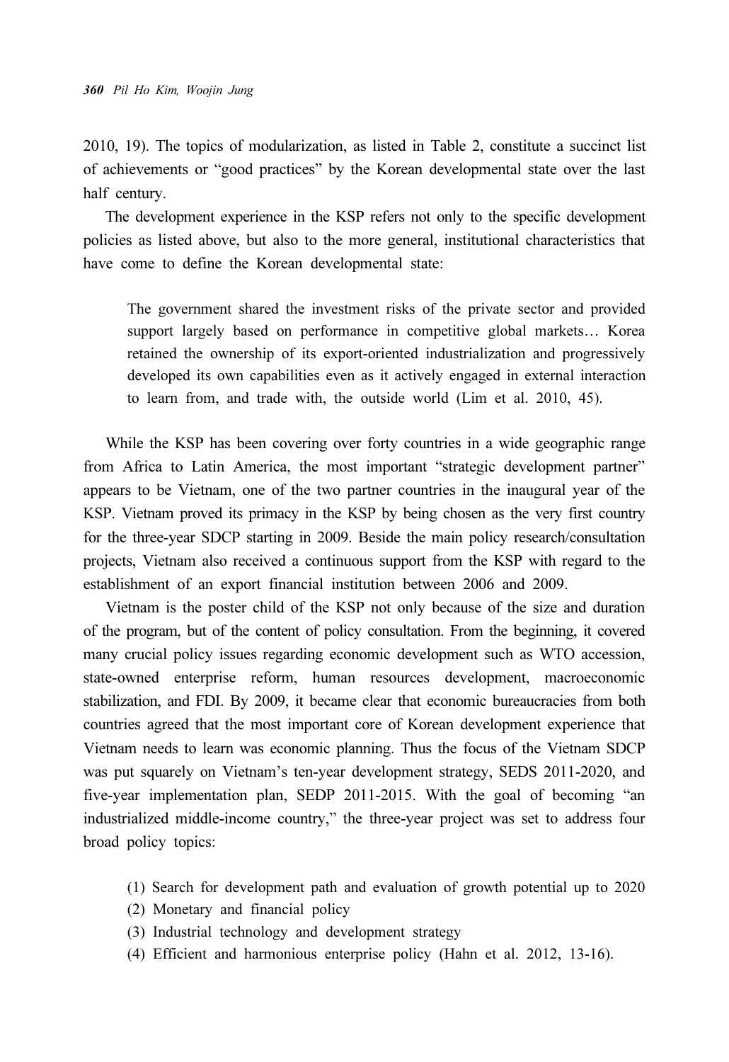2010, 19). The topics of modularization, as listed in Table 2, constitute a succinct list of achievements or "good practices" by the Korean developmental state over the last half century.

The development experience in the KSP refers not only to the specific development policies as listed above, but also to the more general, institutional characteristics that have come to define the Korean developmental state:

> The government shared the investment risks of the private sector and provided support largely based on performance in competitive global markets… Korea retained the ownership of its export-oriented industrialization and progressively developed its own capabilities even as it actively engaged in external interaction to learn from, and trade with, the outside world (Lim et al. 2010, 45).

While the KSP has been covering over forty countries in a wide geographic range from Africa to Latin America, the most important "strategic development partner" appears to be Vietnam, one of the two partner countries in the inaugural year of the KSP. Vietnam proved its primacy in the KSP by being chosen as the very first country for the three-year SDCP starting in 2009. Beside the main policy research/consultation projects, Vietnam also received a continuous support from the KSP with regard to the establishment of an export financial institution between 2006 and 2009.

Vietnam is the poster child of the KSP not only because of the size and duration of the program, but of the content of policy consultation. From the beginning, it covered many crucial policy issues regarding economic development such as WTO accession, state-owned enterprise reform, human resources development, macroeconomic stabilization, and FDI. By 2009, it became clear that economic bureaucracies from both countries agreed that the most important core of Korean development experience that Vietnam needs to learn was economic planning. Thus the focus of the Vietnam SDCP was put squarely on Vietnam's ten-year development strategy, SEDS 2011-2020, and five-year implementation plan, SEDP 2011-2015. With the goal of becoming "an industrialized middle-income country," the three-year project was set to address four broad policy topics:

(1) Search for development path and evaluation of growth potential up to 2020
(2) Monetary and financial policy
(3) Industrial technology and development strategy
(4) Efficient and harmonious enterprise policy (Hahn et al. 2012, 13-16).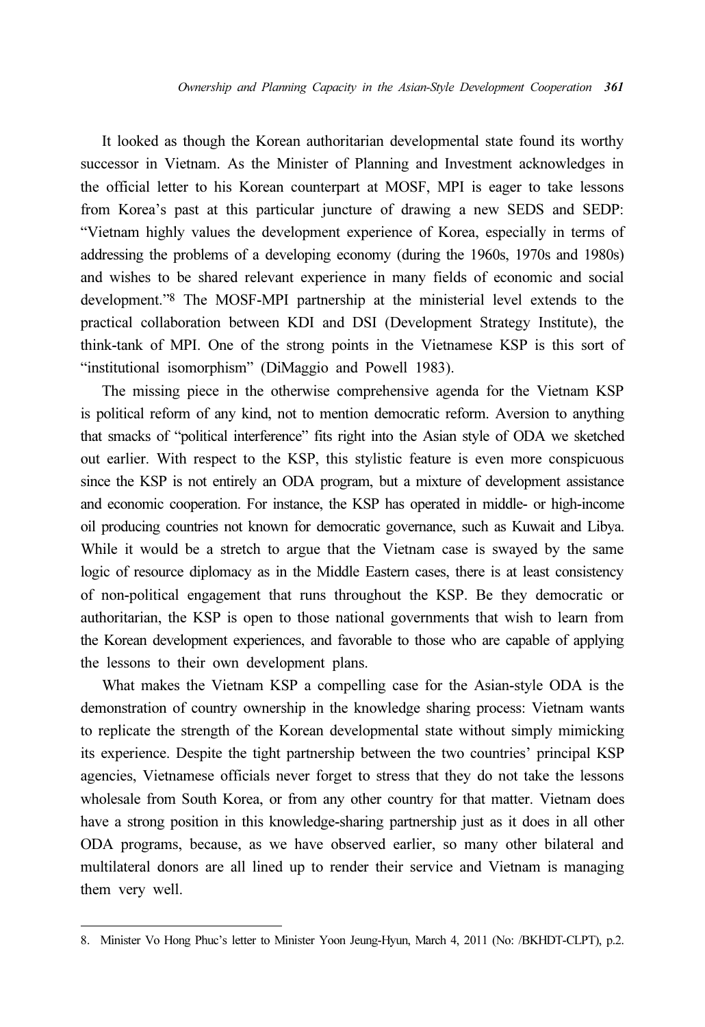It looked as though the Korean authoritarian developmental state found its worthy successor in Vietnam. As the Minister of Planning and Investment acknowledges in the official letter to his Korean counterpart at MOSF, MPI is eager to take lessons from Korea's past at this particular juncture of drawing a new SEDS and SEDP: "Vietnam highly values the development experience of Korea, especially in terms of addressing the problems of a developing economy (during the 1960s, 1970s and 1980s) and wishes to be shared relevant experience in many fields of economic and social development."[8] The MOSF-MPI partnership at the ministerial level extends to the practical collaboration between KDI and DSI (Development Strategy Institute), the think-tank of MPI. One of the strong points in the Vietnamese KSP is this sort of "institutional isomorphism" (DiMaggio and Powell 1983).

The missing piece in the otherwise comprehensive agenda for the Vietnam KSP is political reform of any kind, not to mention democratic reform. Aversion to anything that smacks of "political interference" fits right into the Asian style of ODA we sketched out earlier. With respect to the KSP, this stylistic feature is even more conspicuous since the KSP is not entirely an ODA program, but a mixture of development assistance and economic cooperation. For instance, the KSP has operated in middle- or high-income oil producing countries not known for democratic governance, such as Kuwait and Libya. While it would be a stretch to argue that the Vietnam case is swayed by the same logic of resource diplomacy as in the Middle Eastern cases, there is at least consistency of non-political engagement that runs throughout the KSP. Be they democratic or authoritarian, the KSP is open to those national governments that wish to learn from the Korean development experiences, and favorable to those who are capable of applying the lessons to their own development plans.

What makes the Vietnam KSP a compelling case for the Asian-style ODA is the demonstration of country ownership in the knowledge sharing process: Vietnam wants to replicate the strength of the Korean developmental state without simply mimicking its experience. Despite the tight partnership between the two countries' principal KSP agencies, Vietnamese officials never forget to stress that they do not take the lessons wholesale from South Korea, or from any other country for that matter. Vietnam does have a strong position in this knowledge-sharing partnership just as it does in all other ODA programs, because, as we have observed earlier, so many other bilateral and multilateral donors are all lined up to render their service and Vietnam is managing them very well.

---

8. Minister Vo Hong Phuc's letter to Minister Yoon Jeung-Hyun, March 4, 2011 (No: /BKHDT-CLPT), p.2.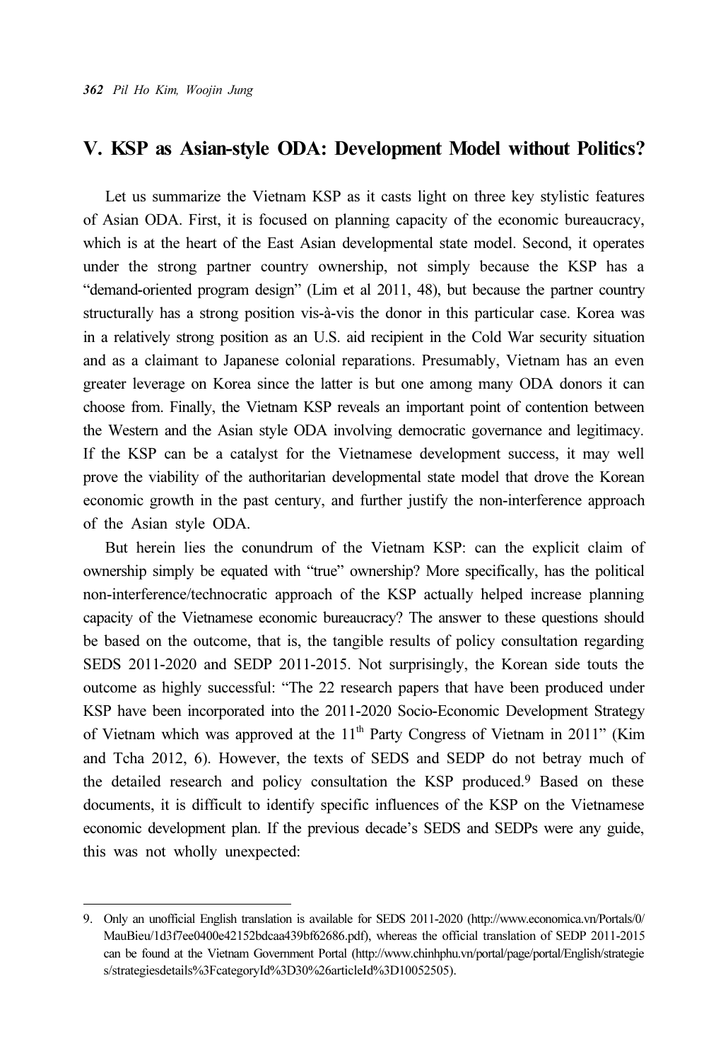## V. KSP as Asian-style ODA: Development Model without Politics?

Let us summarize the Vietnam KSP as it casts light on three key stylistic features of Asian ODA. First, it is focused on planning capacity of the economic bureaucracy, which is at the heart of the East Asian developmental state model. Second, it operates under the strong partner country ownership, not simply because the KSP has a "demand-oriented program design" (Lim et al 2011, 48), but because the partner country structurally has a strong position vis-à-vis the donor in this particular case. Korea was in a relatively strong position as an U.S. aid recipient in the Cold War security situation and as a claimant to Japanese colonial reparations. Presumably, Vietnam has an even greater leverage on Korea since the latter is but one among many ODA donors it can choose from. Finally, the Vietnam KSP reveals an important point of contention between the Western and the Asian style ODA involving democratic governance and legitimacy. If the KSP can be a catalyst for the Vietnamese development success, it may well prove the viability of the authoritarian developmental state model that drove the Korean economic growth in the past century, and further justify the non-interference approach of the Asian style ODA.

But herein lies the conundrum of the Vietnam KSP: can the explicit claim of ownership simply be equated with "true" ownership? More specifically, has the political non-interference/technocratic approach of the KSP actually helped increase planning capacity of the Vietnamese economic bureaucracy? The answer to these questions should be based on the outcome, that is, the tangible results of policy consultation regarding SEDS 2011-2020 and SEDP 2011-2015. Not surprisingly, the Korean side touts the outcome as highly successful: "The 22 research papers that have been produced under KSP have been incorporated into the 2011-2020 Socio-Economic Development Strategy of Vietnam which was approved at the 11th Party Congress of Vietnam in 2011" (Kim and Tcha 2012, 6). However, the texts of SEDS and SEDP do not betray much of the detailed research and policy consultation the KSP produced.[9] Based on these documents, it is difficult to identify specific influences of the KSP on the Vietnamese economic development plan. If the previous decade's SEDS and SEDPs were any guide, this was not wholly unexpected:

9. Only an unofficial English translation is available for SEDS 2011-2020 (http://www.economica.vn/Portals/0/MauBieu/1d3f7ee0400e42152bdcaa439bf62686.pdf), whereas the official translation of SEDP 2011-2015 can be found at the Vietnam Government Portal (http://www.chinhphu.vn/portal/page/portal/English/strategies/strategiesdetails%3FcategoryId%3D30%26articleId%3D10052505).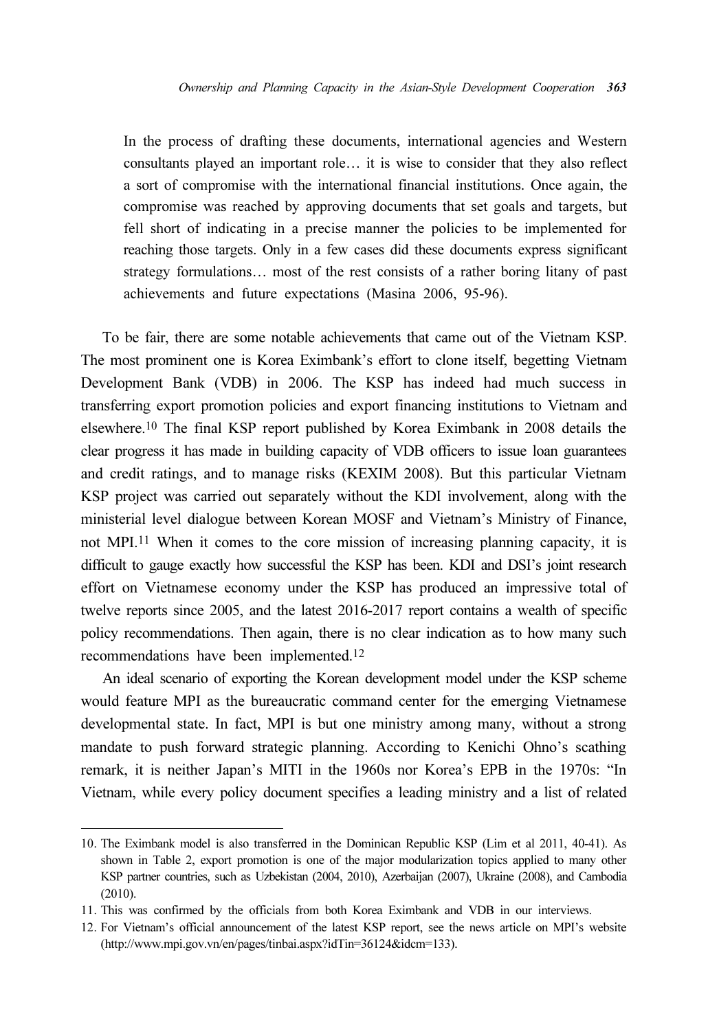> In the process of drafting these documents, international agencies and Western consultants played an important role… it is wise to consider that they also reflect a sort of compromise with the international financial institutions. Once again, the compromise was reached by approving documents that set goals and targets, but fell short of indicating in a precise manner the policies to be implemented for reaching those targets. Only in a few cases did these documents express significant strategy formulations… most of the rest consists of a rather boring litany of past achievements and future expectations (Masina 2006, 95-96).

To be fair, there are some notable achievements that came out of the Vietnam KSP. The most prominent one is Korea Eximbank's effort to clone itself, begetting Vietnam Development Bank (VDB) in 2006. The KSP has indeed had much success in transferring export promotion policies and export financing institutions to Vietnam and elsewhere.[10] The final KSP report published by Korea Eximbank in 2008 details the clear progress it has made in building capacity of VDB officers to issue loan guarantees and credit ratings, and to manage risks (KEXIM 2008). But this particular Vietnam KSP project was carried out separately without the KDI involvement, along with the ministerial level dialogue between Korean MOSF and Vietnam's Ministry of Finance, not MPI.[11] When it comes to the core mission of increasing planning capacity, it is difficult to gauge exactly how successful the KSP has been. KDI and DSI's joint research effort on Vietnamese economy under the KSP has produced an impressive total of twelve reports since 2005, and the latest 2016-2017 report contains a wealth of specific policy recommendations. Then again, there is no clear indication as to how many such recommendations have been implemented.[12]

An ideal scenario of exporting the Korean development model under the KSP scheme would feature MPI as the bureaucratic command center for the emerging Vietnamese developmental state. In fact, MPI is but one ministry among many, without a strong mandate to push forward strategic planning. According to Kenichi Ohno's scathing remark, it is neither Japan's MITI in the 1960s nor Korea's EPB in the 1970s: "In Vietnam, while every policy document specifies a leading ministry and a list of related

---

10. The Eximbank model is also transferred in the Dominican Republic KSP (Lim et al 2011, 40-41). As shown in Table 2, export promotion is one of the major modularization topics applied to many other KSP partner countries, such as Uzbekistan (2004, 2010), Azerbaijan (2007), Ukraine (2008), and Cambodia (2010).
11. This was confirmed by the officials from both Korea Eximbank and VDB in our interviews.
12. For Vietnam's official announcement of the latest KSP report, see the news article on MPI's website (http://www.mpi.gov.vn/en/pages/tinbai.aspx?idTin=36124&idcm=133).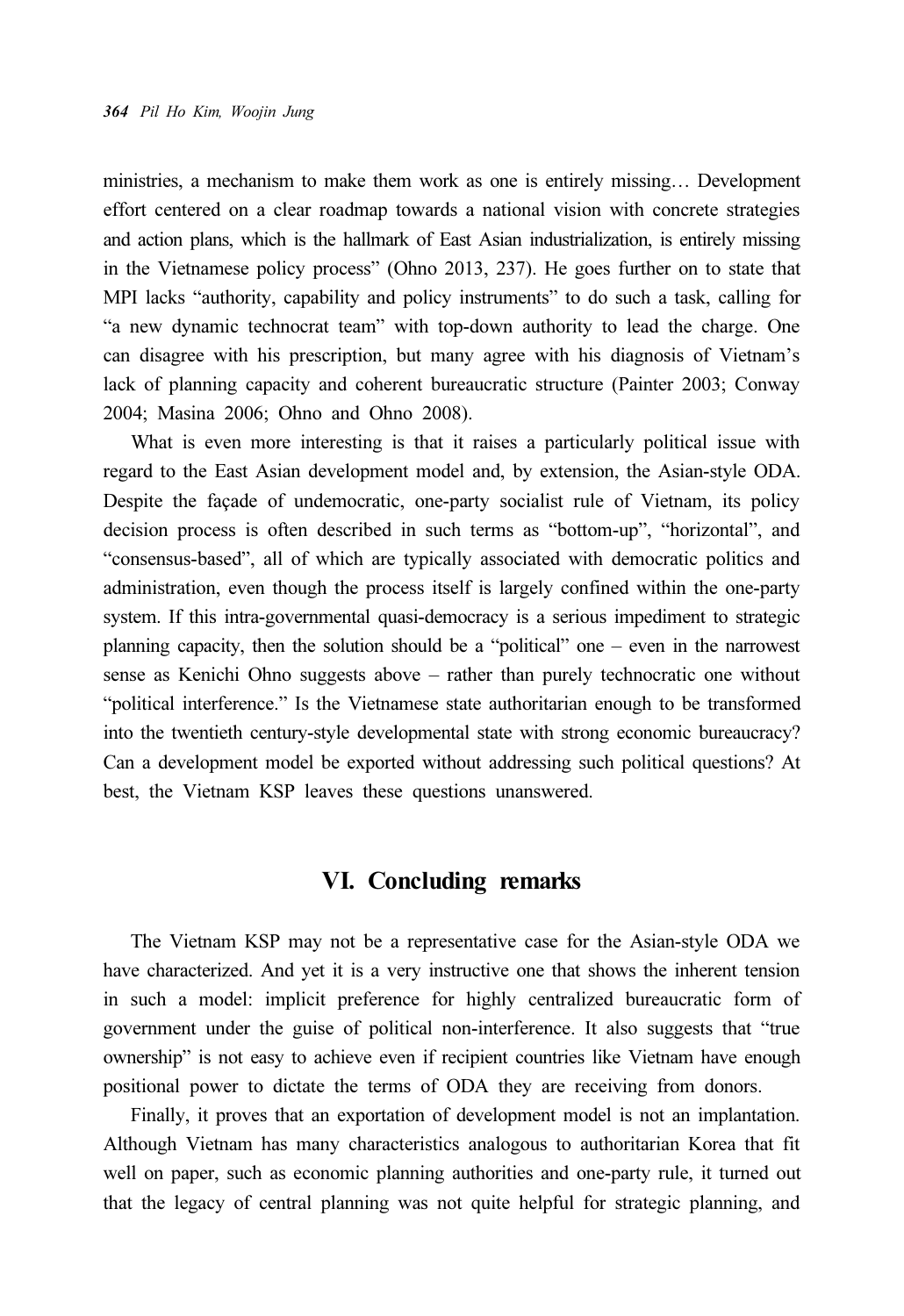ministries, a mechanism to make them work as one is entirely missing… Development effort centered on a clear roadmap towards a national vision with concrete strategies and action plans, which is the hallmark of East Asian industrialization, is entirely missing in the Vietnamese policy process" (Ohno 2013, 237). He goes further on to state that MPI lacks "authority, capability and policy instruments" to do such a task, calling for "a new dynamic technocrat team" with top-down authority to lead the charge. One can disagree with his prescription, but many agree with his diagnosis of Vietnam's lack of planning capacity and coherent bureaucratic structure (Painter 2003; Conway 2004; Masina 2006; Ohno and Ohno 2008).

What is even more interesting is that it raises a particularly political issue with regard to the East Asian development model and, by extension, the Asian-style ODA. Despite the façade of undemocratic, one-party socialist rule of Vietnam, its policy decision process is often described in such terms as "bottom-up", "horizontal", and "consensus-based", all of which are typically associated with democratic politics and administration, even though the process itself is largely confined within the one-party system. If this intra-governmental quasi-democracy is a serious impediment to strategic planning capacity, then the solution should be a "political" one – even in the narrowest sense as Kenichi Ohno suggests above – rather than purely technocratic one without "political interference." Is the Vietnamese state authoritarian enough to be transformed into the twentieth century-style developmental state with strong economic bureaucracy? Can a development model be exported without addressing such political questions? At best, the Vietnam KSP leaves these questions unanswered.

## VI. Concluding remarks

The Vietnam KSP may not be a representative case for the Asian-style ODA we have characterized. And yet it is a very instructive one that shows the inherent tension in such a model: implicit preference for highly centralized bureaucratic form of government under the guise of political non-interference. It also suggests that "true ownership" is not easy to achieve even if recipient countries like Vietnam have enough positional power to dictate the terms of ODA they are receiving from donors.

Finally, it proves that an exportation of development model is not an implantation. Although Vietnam has many characteristics analogous to authoritarian Korea that fit well on paper, such as economic planning authorities and one-party rule, it turned out that the legacy of central planning was not quite helpful for strategic planning, and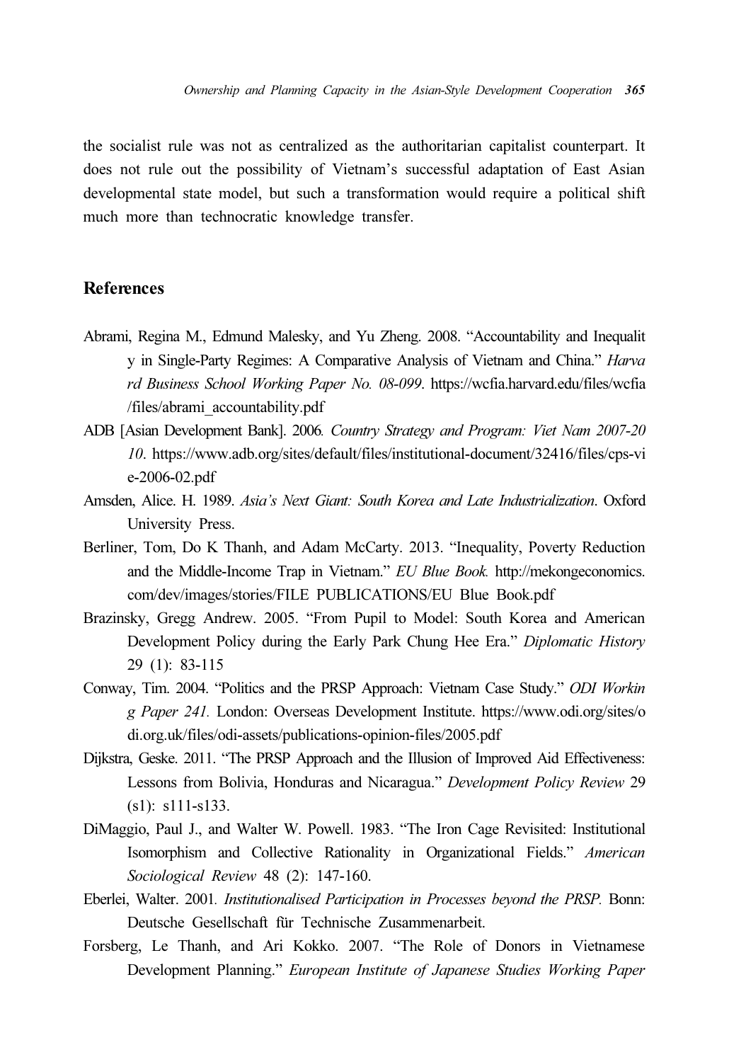the socialist rule was not as centralized as the authoritarian capitalist counterpart. It does not rule out the possibility of Vietnam's successful adaptation of East Asian developmental state model, but such a transformation would require a political shift much more than technocratic knowledge transfer.

## References

Abrami, Regina M., Edmund Malesky, and Yu Zheng. 2008. "Accountability and Inequality in Single-Party Regimes: A Comparative Analysis of Vietnam and China." *Harvard Business School Working Paper No. 08-099*. https://wcfia.harvard.edu/files/wcfia/files/abrami_accountability.pdf

ADB [Asian Development Bank]. 2006. *Country Strategy and Program: Viet Nam 2007-2010*. https://www.adb.org/sites/default/files/institutional-document/32416/files/cps-vie-2006-02.pdf

Amsden, Alice. H. 1989. *Asia's Next Giant: South Korea and Late Industrialization*. Oxford University Press.

Berliner, Tom, Do K Thanh, and Adam McCarty. 2013. "Inequality, Poverty Reduction and the Middle-Income Trap in Vietnam." *EU Blue Book.* http://mekongeconomics.com/dev/images/stories/FILE PUBLICATIONS/EU Blue Book.pdf

Brazinsky, Gregg Andrew. 2005. "From Pupil to Model: South Korea and American Development Policy during the Early Park Chung Hee Era." *Diplomatic History* 29 (1): 83-115

Conway, Tim. 2004. "Politics and the PRSP Approach: Vietnam Case Study." *ODI Working Paper 241.* London: Overseas Development Institute. https://www.odi.org/sites/odi.org.uk/files/odi-assets/publications-opinion-files/2005.pdf

Dijkstra, Geske. 2011. "The PRSP Approach and the Illusion of Improved Aid Effectiveness: Lessons from Bolivia, Honduras and Nicaragua." *Development Policy Review* 29 (s1): s111-s133.

DiMaggio, Paul J., and Walter W. Powell. 1983. "The Iron Cage Revisited: Institutional Isomorphism and Collective Rationality in Organizational Fields." *American Sociological Review* 48 (2): 147-160.

Eberlei, Walter. 2001. *Institutionalised Participation in Processes beyond the PRSP.* Bonn: Deutsche Gesellschaft für Technische Zusammenarbeit.

Forsberg, Le Thanh, and Ari Kokko. 2007. "The Role of Donors in Vietnamese Development Planning." *European Institute of Japanese Studies Working Paper*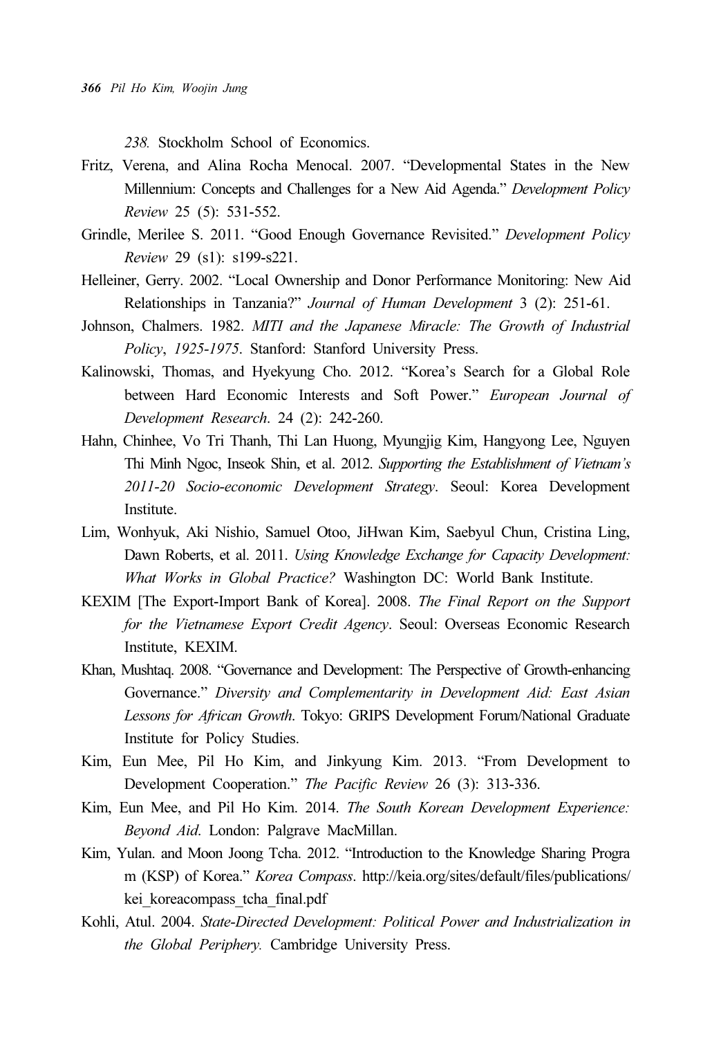*238.* Stockholm School of Economics.

Fritz, Verena, and Alina Rocha Menocal. 2007. "Developmental States in the New Millennium: Concepts and Challenges for a New Aid Agenda." *Development Policy Review* 25 (5): 531-552.

Grindle, Merilee S. 2011. "Good Enough Governance Revisited." *Development Policy Review* 29 (s1): s199-s221.

Helleiner, Gerry. 2002. "Local Ownership and Donor Performance Monitoring: New Aid Relationships in Tanzania?" *Journal of Human Development* 3 (2): 251-61.

Johnson, Chalmers. 1982. *MITI and the Japanese Miracle: The Growth of Industrial Policy*, *1925-1975*. Stanford: Stanford University Press.

Kalinowski, Thomas, and Hyekyung Cho. 2012. "Korea's Search for a Global Role between Hard Economic Interests and Soft Power." *European Journal of Development Research*. 24 (2): 242-260.

Hahn, Chinhee, Vo Tri Thanh, Thi Lan Huong, Myungjig Kim, Hangyong Lee, Nguyen Thi Minh Ngoc, Inseok Shin, et al. 2012. *Supporting the Establishment of Vietnam's 2011-20 Socio-economic Development Strategy*. Seoul: Korea Development Institute.

Lim, Wonhyuk, Aki Nishio, Samuel Otoo, JiHwan Kim, Saebyul Chun, Cristina Ling, Dawn Roberts, et al. 2011. *Using Knowledge Exchange for Capacity Development: What Works in Global Practice?* Washington DC: World Bank Institute.

KEXIM [The Export-Import Bank of Korea]. 2008. *The Final Report on the Support for the Vietnamese Export Credit Agency*. Seoul: Overseas Economic Research Institute, KEXIM.

Khan, Mushtaq. 2008. "Governance and Development: The Perspective of Growth-enhancing Governance." *Diversity and Complementarity in Development Aid: East Asian Lessons for African Growth*. Tokyo: GRIPS Development Forum/National Graduate Institute for Policy Studies.

Kim, Eun Mee, Pil Ho Kim, and Jinkyung Kim. 2013. "From Development to Development Cooperation." *The Pacific Review* 26 (3): 313-336.

Kim, Eun Mee, and Pil Ho Kim. 2014. *The South Korean Development Experience: Beyond Aid*. London: Palgrave MacMillan.

Kim, Yulan. and Moon Joong Tcha. 2012. "Introduction to the Knowledge Sharing Program (KSP) of Korea." *Korea Compass*. http://keia.org/sites/default/files/publications/kei_koreacompass_tcha_final.pdf

Kohli, Atul. 2004. *State-Directed Development: Political Power and Industrialization in the Global Periphery.* Cambridge University Press.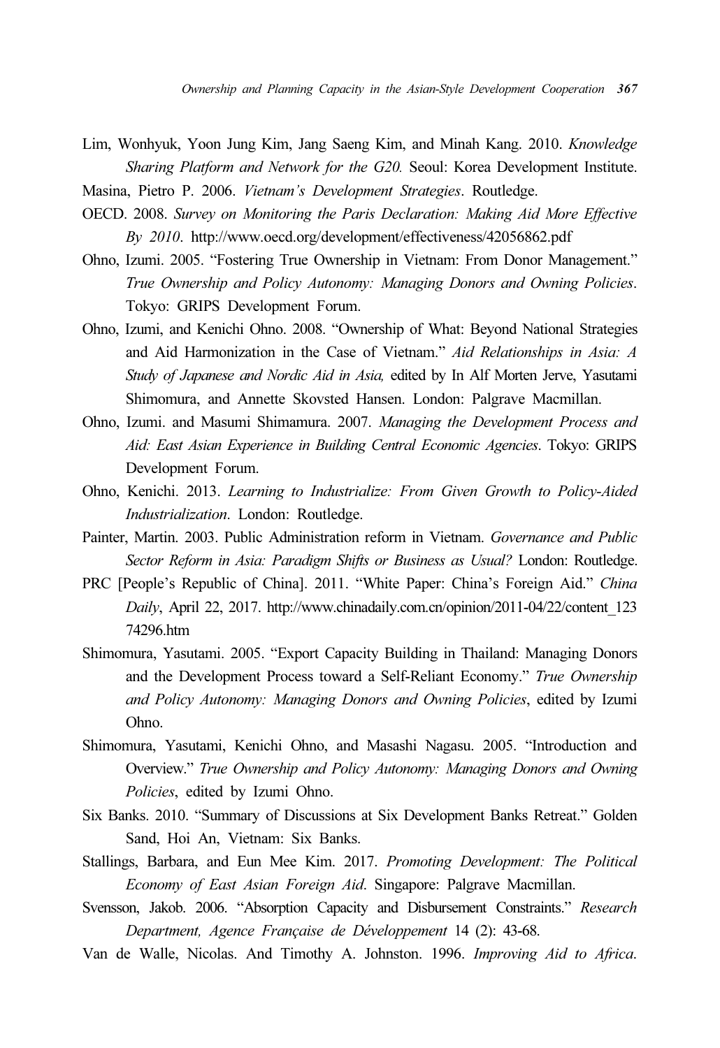Lim, Wonhyuk, Yoon Jung Kim, Jang Saeng Kim, and Minah Kang. 2010. *Knowledge Sharing Platform and Network for the G20.* Seoul: Korea Development Institute.

Masina, Pietro P. 2006. *Vietnam's Development Strategies*. Routledge.

OECD. 2008. *Survey on Monitoring the Paris Declaration: Making Aid More Effective By 2010*. http://www.oecd.org/development/effectiveness/42056862.pdf

Ohno, Izumi. 2005. "Fostering True Ownership in Vietnam: From Donor Management." *True Ownership and Policy Autonomy: Managing Donors and Owning Policies*. Tokyo: GRIPS Development Forum.

Ohno, Izumi, and Kenichi Ohno. 2008. "Ownership of What: Beyond National Strategies and Aid Harmonization in the Case of Vietnam." *Aid Relationships in Asia: A Study of Japanese and Nordic Aid in Asia,* edited by In Alf Morten Jerve, Yasutami Shimomura, and Annette Skovsted Hansen. London: Palgrave Macmillan.

Ohno, Izumi. and Masumi Shimamura. 2007. *Managing the Development Process and Aid: East Asian Experience in Building Central Economic Agencies*. Tokyo: GRIPS Development Forum.

Ohno, Kenichi. 2013. *Learning to Industrialize: From Given Growth to Policy-Aided Industrialization*. London: Routledge.

Painter, Martin. 2003. Public Administration reform in Vietnam. *Governance and Public Sector Reform in Asia: Paradigm Shifts or Business as Usual?* London: Routledge.

PRC [People's Republic of China]. 2011. "White Paper: China's Foreign Aid." *China Daily*, April 22, 2017. http://www.chinadaily.com.cn/opinion/2011-04/22/content_12374296.htm

Shimomura, Yasutami. 2005. "Export Capacity Building in Thailand: Managing Donors and the Development Process toward a Self-Reliant Economy." *True Ownership and Policy Autonomy: Managing Donors and Owning Policies*, edited by Izumi Ohno.

Shimomura, Yasutami, Kenichi Ohno, and Masashi Nagasu. 2005. "Introduction and Overview." *True Ownership and Policy Autonomy: Managing Donors and Owning Policies*, edited by Izumi Ohno.

Six Banks. 2010. "Summary of Discussions at Six Development Banks Retreat." Golden Sand, Hoi An, Vietnam: Six Banks.

Stallings, Barbara, and Eun Mee Kim. 2017. *Promoting Development: The Political Economy of East Asian Foreign Aid*. Singapore: Palgrave Macmillan.

Svensson, Jakob. 2006. "Absorption Capacity and Disbursement Constraints." *Research Department, Agence Française de Développement* 14 (2): 43-68.

Van de Walle, Nicolas. And Timothy A. Johnston. 1996. *Improving Aid to Africa.*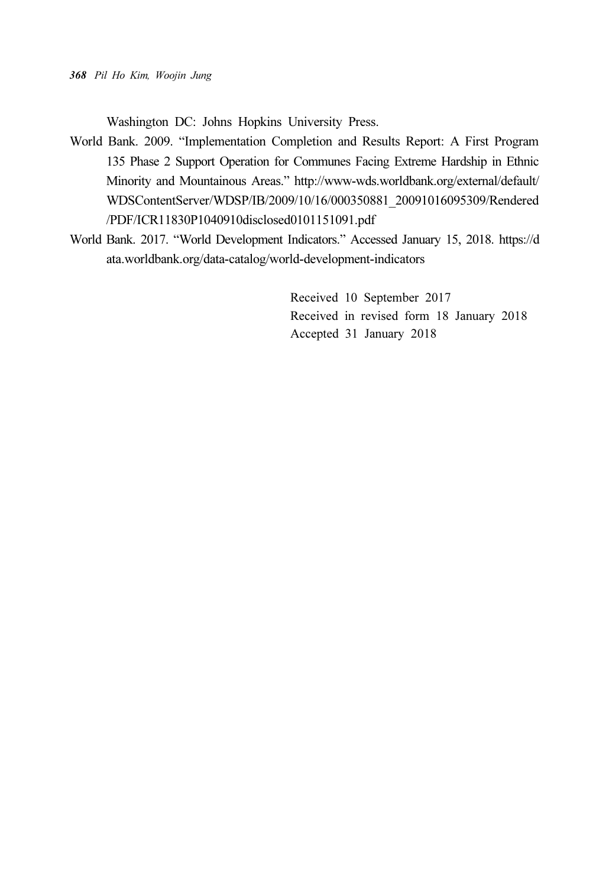Washington DC: Johns Hopkins University Press.

World Bank. 2009. "Implementation Completion and Results Report: A First Program 135 Phase 2 Support Operation for Communes Facing Extreme Hardship in Ethnic Minority and Mountainous Areas." http://www-wds.worldbank.org/external/default/WDSContentServer/WDSP/IB/2009/10/16/000350881_20091016095309/Rendered/PDF/ICR11830P1040910disclosed0101151091.pdf

World Bank. 2017. "World Development Indicators." Accessed January 15, 2018. https://data.worldbank.org/data-catalog/world-development-indicators

Received 10 September 2017
Received in revised form 18 January 2018
Accepted 31 January 2018